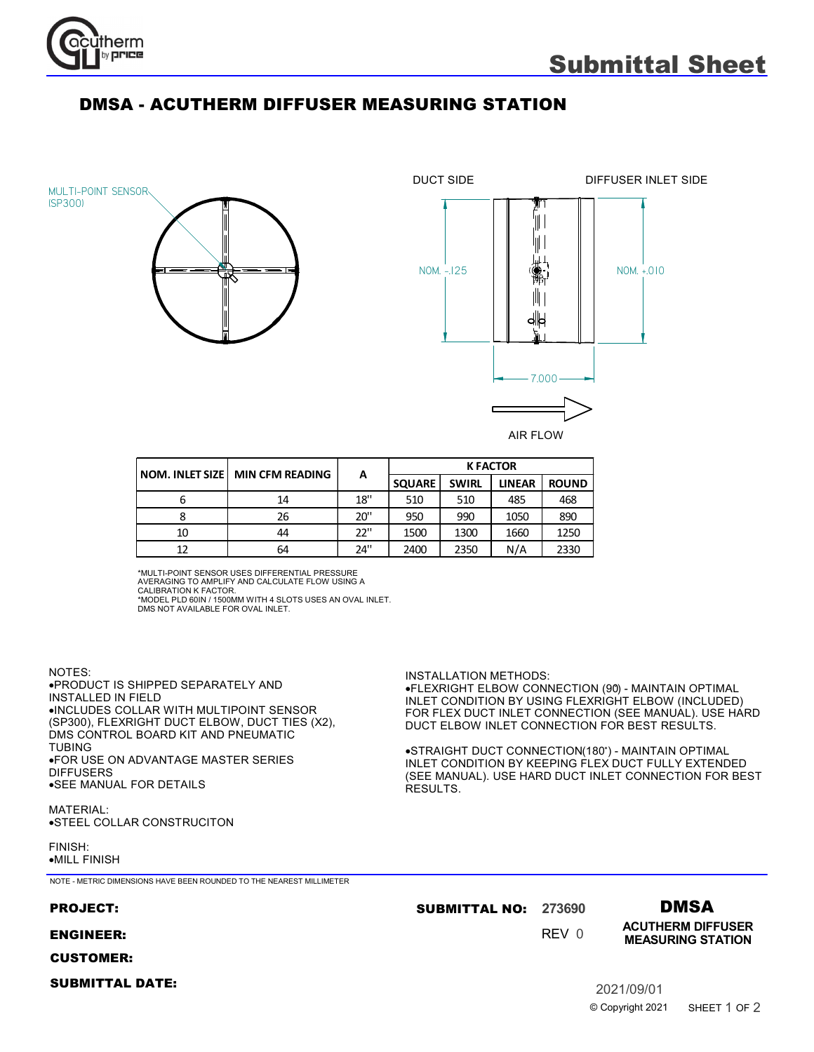# Submittal Sheet

## DMSA - ACUTHERM DIFFUSER MEASURING STATION

MULTI-POINT SENSOR (SP300)

DUCT SIDE

DIFFUSER INLET SIDE

NOM. -.125

NOM. +.010

7.000

AIR FLOW

| NOM. INLET SIZE | MIN CFM READING | A | K FACTOR | | | |
|---|---|---|---|---|---|---|
| | | | SQUARE | SWIRL | LINEAR | ROUND |
| 6 | 14 | 18" | 510 | 510 | 485 | 468 |
| 8 | 26 | 20" | 950 | 990 | 1050 | 890 |
| 10 | 44 | 22" | 1500 | 1300 | 1660 | 1250 |
| 12 | 64 | 24" | 2400 | 2350 | N/A | 2330 |

*MULTI-POINT SENSOR USES DIFFERENTIAL PRESSURE AVERAGING TO AMPLIFY AND CALCULATE FLOW USING A CALIBRATION K FACTOR.
*MODEL PLD 60IN / 1500MM WITH 4 SLOTS USES AN OVAL INLET. DMS NOT AVAILABLE FOR OVAL INLET.

NOTES:
- PRODUCT IS SHIPPED SEPARATELY AND INSTALLED IN FIELD
- INCLUDES COLLAR WITH MULTIPOINT SENSOR (SP300), FLEXRIGHT DUCT ELBOW, DUCT TIES (X2), DMS CONTROL BOARD KIT AND PNEUMATIC TUBING
- FOR USE ON ADVANTAGE MASTER SERIES DIFFUSERS
- SEE MANUAL FOR DETAILS

MATERIAL:
- STEEL COLLAR CONSTRUCITON

FINISH:
- MILL FINISH

INSTALLATION METHODS:
- FLEXRIGHT ELBOW CONNECTION (90) - MAINTAIN OPTIMAL INLET CONDITION BY USING FLEXRIGHT ELBOW (INCLUDED) FOR FLEX DUCT INLET CONNECTION (SEE MANUAL). USE HARD DUCT ELBOW INLET CONNECTION FOR BEST RESULTS.

- STRAIGHT DUCT CONNECTION(180˚) - MAINTAIN OPTIMAL INLET CONDITION BY KEEPING FLEX DUCT FULLY EXTENDED (SEE MANUAL). USE HARD DUCT INLET CONNECTION FOR BEST RESULTS.

NOTE - METRIC DIMENSIONS HAVE BEEN ROUNDED TO THE NEAREST MILLIMETER

**PROJECT:**

**ENGINEER:**

**CUSTOMER:**

**SUBMITTAL DATE:**

**SUBMITTAL NO:** 273690

REV 0

**DMSA**

**ACUTHERM DIFFUSER MEASURING STATION**

2021/09/01

© Copyright 2021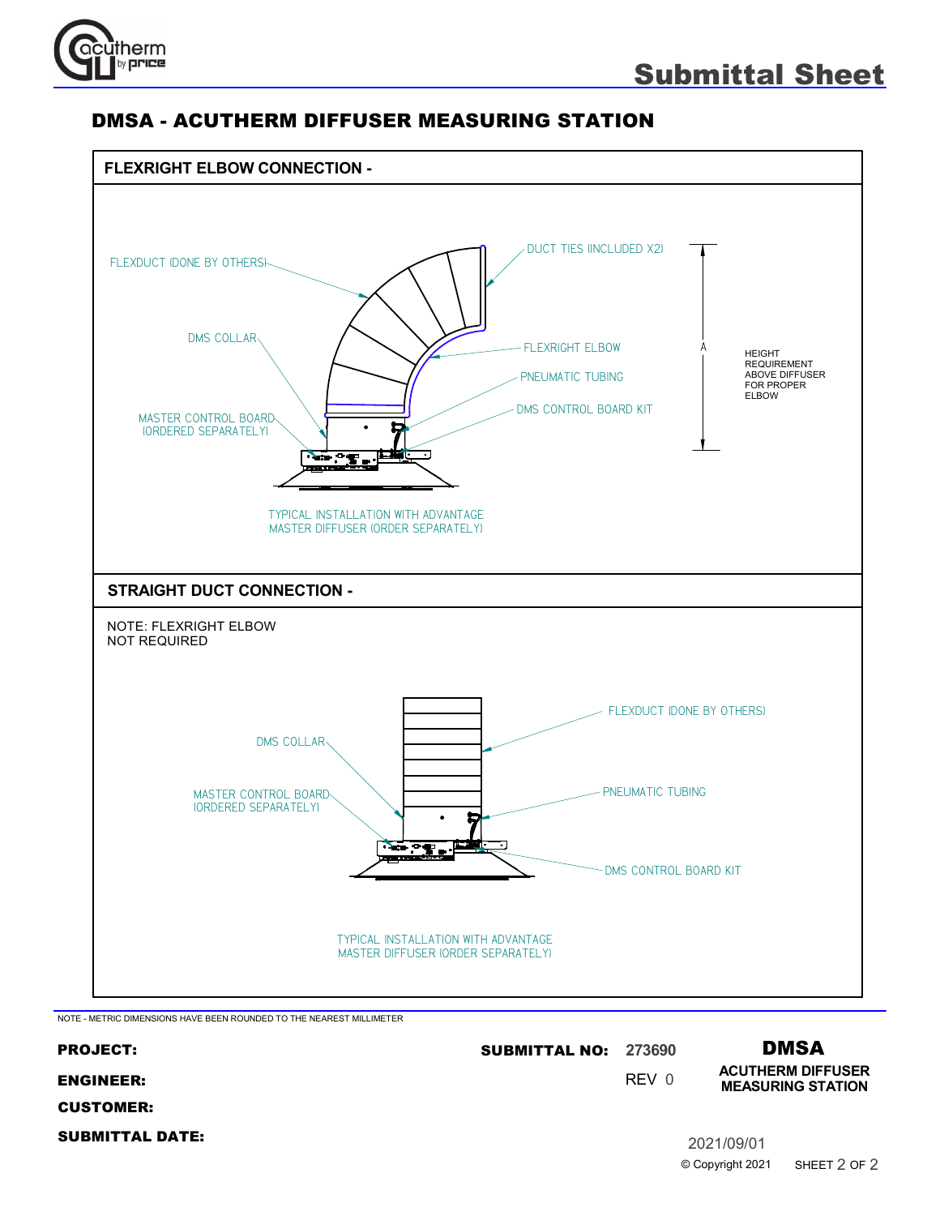# Submittal Sheet

## DMSA - ACUTHERM DIFFUSER MEASURING STATION

### FLEXRIGHT ELBOW CONNECTION -

FLEXDUCT (DONE BY OTHERS)

DUCT TIES (INCLUDED X2)

DMS COLLAR

FLEXRIGHT ELBOW

PNEUMATIC TUBING

DMS CONTROL BOARD KIT

MASTER CONTROL BOARD (ORDERED SEPARATELY)

A

HEIGHT REQUIREMENT ABOVE DIFFUSER FOR PROPER ELBOW

TYPICAL INSTALLATION WITH ADVANTAGE MASTER DIFFUSER (ORDER SEPARATELY)

### STRAIGHT DUCT CONNECTION -

NOTE: FLEXRIGHT ELBOW NOT REQUIRED

FLEXDUCT (DONE BY OTHERS)

DMS COLLAR

PNEUMATIC TUBING

MASTER CONTROL BOARD (ORDERED SEPARATELY)

DMS CONTROL BOARD KIT

TYPICAL INSTALLATION WITH ADVANTAGE MASTER DIFFUSER (ORDER SEPARATELY)

NOTE - METRIC DIMENSIONS HAVE BEEN ROUNDED TO THE NEAREST MILLIMETER

**PROJECT:**

**ENGINEER:**

**CUSTOMER:**

**SUBMITTAL DATE:**

**SUBMITTAL NO:** 273690

REV 0

**DMSA**

**ACUTHERM DIFFUSER MEASURING STATION**

2021/09/01

© Copyright 2021